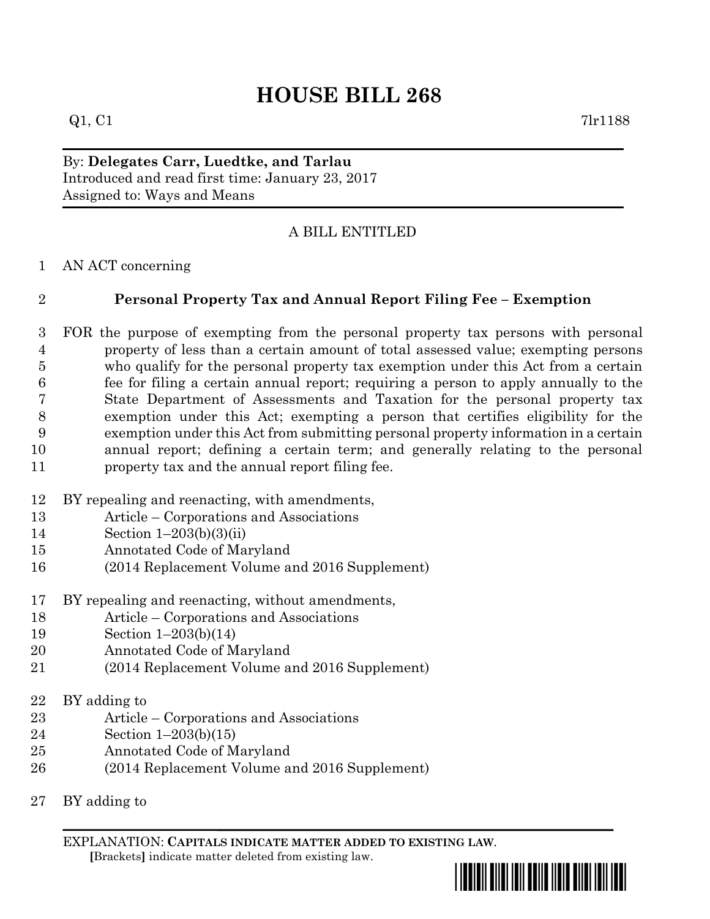# HOUSE BILL 268

Q1, C1 7lr1188

By: **Delegates Carr, Luedtke, and Tarlau**
Introduced and read first time: January 23, 2017
Assigned to: Ways and Means

A BILL ENTITLED

1 AN ACT concerning

2 **Personal Property Tax and Annual Report Filing Fee – Exemption**

3 FOR the purpose of exempting from the personal property tax persons with personal
4 property of less than a certain amount of total assessed value; exempting persons
5 who qualify for the personal property tax exemption under this Act from a certain
6 fee for filing a certain annual report; requiring a person to apply annually to the
7 State Department of Assessments and Taxation for the personal property tax
8 exemption under this Act; exempting a person that certifies eligibility for the
9 exemption under this Act from submitting personal property information in a certain
10 annual report; defining a certain term; and generally relating to the personal
11 property tax and the annual report filing fee.

12 BY repealing and reenacting, with amendments,
13 Article – Corporations and Associations
14 Section 1–203(b)(3)(ii)
15 Annotated Code of Maryland
16 (2014 Replacement Volume and 2016 Supplement)

17 BY repealing and reenacting, without amendments,
18 Article – Corporations and Associations
19 Section 1–203(b)(14)
20 Annotated Code of Maryland
21 (2014 Replacement Volume and 2016 Supplement)

22 BY adding to
23 Article – Corporations and Associations
24 Section 1–203(b)(15)
25 Annotated Code of Maryland
26 (2014 Replacement Volume and 2016 Supplement)

27 BY adding to

EXPLANATION: **CAPITALS INDICATE MATTER ADDED TO EXISTING LAW.**
**[**Brackets**]** indicate matter deleted from existing law.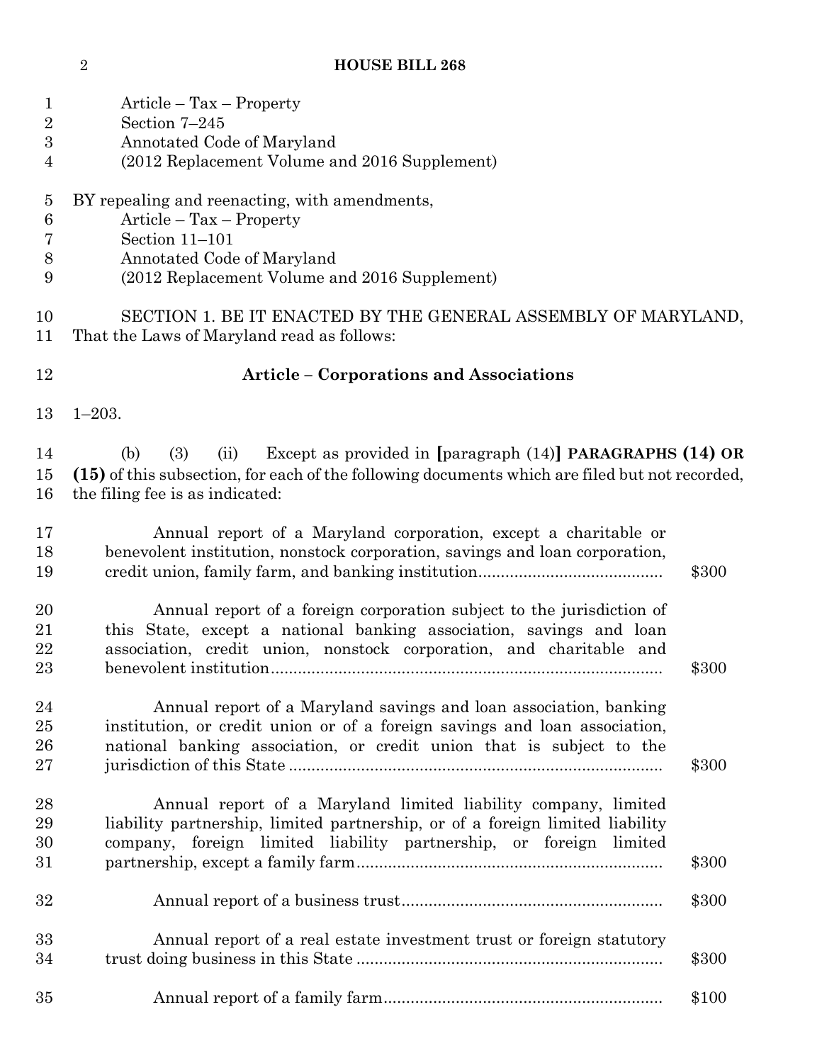Article – Tax – Property
Section 7–245
Annotated Code of Maryland
(2012 Replacement Volume and 2016 Supplement)

BY repealing and reenacting, with amendments,
Article – Tax – Property
Section 11–101
Annotated Code of Maryland
(2012 Replacement Volume and 2016 Supplement)

SECTION 1. BE IT ENACTED BY THE GENERAL ASSEMBLY OF MARYLAND, That the Laws of Maryland read as follows:

**Article – Corporations and Associations**

1–203.

(b) (3) (ii) Except as provided in [paragraph (14)] **PARAGRAPHS (14) OR (15)** of this subsection, for each of the following documents which are filed but not recorded, the filing fee is as indicated:

| Document | Fee |
|---|---|
| Annual report of a Maryland corporation, except a charitable or benevolent institution, nonstock corporation, savings and loan corporation, credit union, family farm, and banking institution | $300 |
| Annual report of a foreign corporation subject to the jurisdiction of this State, except a national banking association, savings and loan association, credit union, nonstock corporation, and charitable and benevolent institution | $300 |
| Annual report of a Maryland savings and loan association, banking institution, or credit union or of a foreign savings and loan association, national banking association, or credit union that is subject to the jurisdiction of this State | $300 |
| Annual report of a Maryland limited liability company, limited liability partnership, limited partnership, or of a foreign limited liability company, foreign limited liability partnership, or foreign limited partnership, except a family farm | $300 |
| Annual report of a business trust | $300 |
| Annual report of a real estate investment trust or foreign statutory trust doing business in this State | $300 |
| Annual report of a family farm | $100 |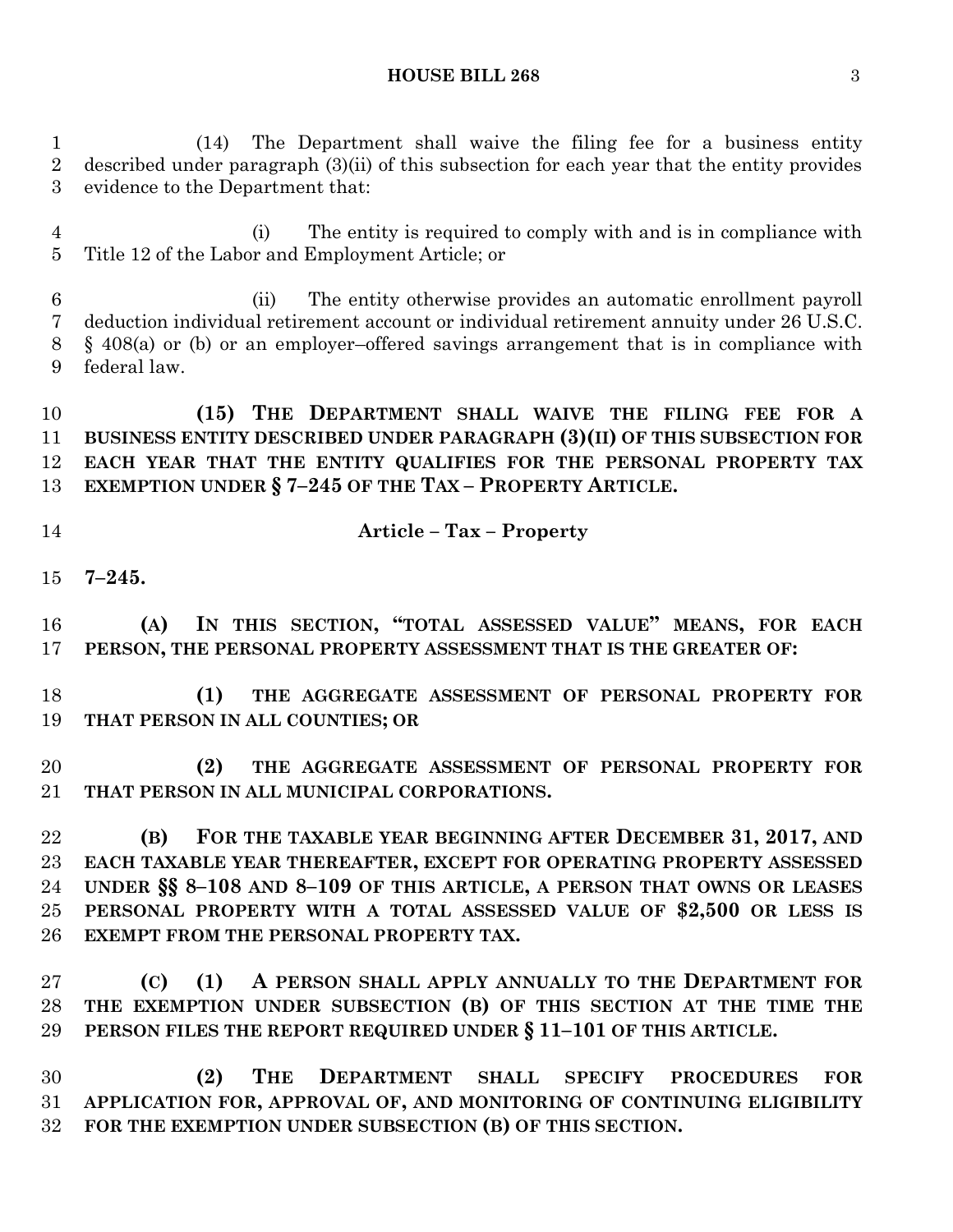(14) The Department shall waive the filing fee for a business entity described under paragraph (3)(ii) of this subsection for each year that the entity provides evidence to the Department that:

(i) The entity is required to comply with and is in compliance with Title 12 of the Labor and Employment Article; or

(ii) The entity otherwise provides an automatic enrollment payroll deduction individual retirement account or individual retirement annuity under 26 U.S.C. § 408(a) or (b) or an employer–offered savings arrangement that is in compliance with federal law.

**(15) THE DEPARTMENT SHALL WAIVE THE FILING FEE FOR A BUSINESS ENTITY DESCRIBED UNDER PARAGRAPH (3)(II) OF THIS SUBSECTION FOR EACH YEAR THAT THE ENTITY QUALIFIES FOR THE PERSONAL PROPERTY TAX EXEMPTION UNDER § 7–245 OF THE TAX – PROPERTY ARTICLE.**

**Article – Tax – Property**

**7–245.**

**(A) IN THIS SECTION, "TOTAL ASSESSED VALUE" MEANS, FOR EACH PERSON, THE PERSONAL PROPERTY ASSESSMENT THAT IS THE GREATER OF:**

**(1) THE AGGREGATE ASSESSMENT OF PERSONAL PROPERTY FOR THAT PERSON IN ALL COUNTIES; OR**

**(2) THE AGGREGATE ASSESSMENT OF PERSONAL PROPERTY FOR THAT PERSON IN ALL MUNICIPAL CORPORATIONS.**

**(B) FOR THE TAXABLE YEAR BEGINNING AFTER DECEMBER 31, 2017, AND EACH TAXABLE YEAR THEREAFTER, EXCEPT FOR OPERATING PROPERTY ASSESSED UNDER §§ 8–108 AND 8–109 OF THIS ARTICLE, A PERSON THAT OWNS OR LEASES PERSONAL PROPERTY WITH A TOTAL ASSESSED VALUE OF $2,500 OR LESS IS EXEMPT FROM THE PERSONAL PROPERTY TAX.**

**(C) (1) A PERSON SHALL APPLY ANNUALLY TO THE DEPARTMENT FOR THE EXEMPTION UNDER SUBSECTION (B) OF THIS SECTION AT THE TIME THE PERSON FILES THE REPORT REQUIRED UNDER § 11–101 OF THIS ARTICLE.**

**(2) THE DEPARTMENT SHALL SPECIFY PROCEDURES FOR APPLICATION FOR, APPROVAL OF, AND MONITORING OF CONTINUING ELIGIBILITY FOR THE EXEMPTION UNDER SUBSECTION (B) OF THIS SECTION.**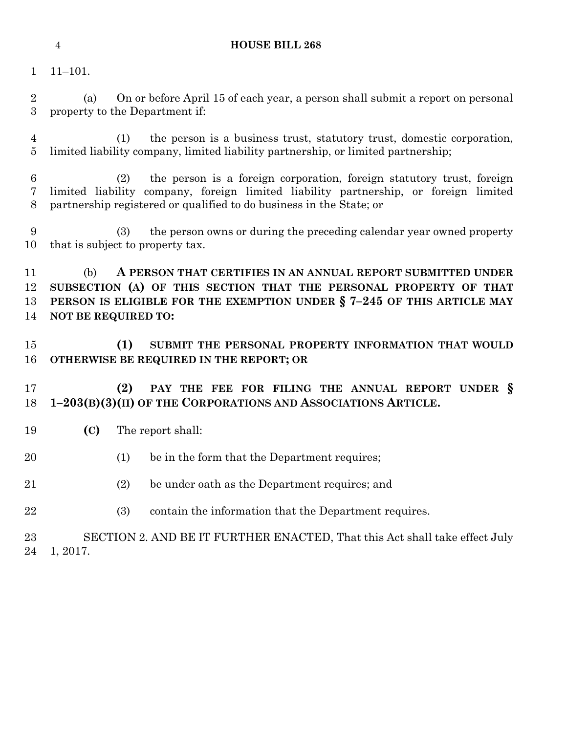11–101.

(a) On or before April 15 of each year, a person shall submit a report on personal property to the Department if:

(1) the person is a business trust, statutory trust, domestic corporation, limited liability company, limited liability partnership, or limited partnership;

(2) the person is a foreign corporation, foreign statutory trust, foreign limited liability company, foreign limited liability partnership, or foreign limited partnership registered or qualified to do business in the State; or

(3) the person owns or during the preceding calendar year owned property that is subject to property tax.

(b) **A PERSON THAT CERTIFIES IN AN ANNUAL REPORT SUBMITTED UNDER SUBSECTION (A) OF THIS SECTION THAT THE PERSONAL PROPERTY OF THAT PERSON IS ELIGIBLE FOR THE EXEMPTION UNDER § 7–245 OF THIS ARTICLE MAY NOT BE REQUIRED TO:**

**(1) SUBMIT THE PERSONAL PROPERTY INFORMATION THAT WOULD OTHERWISE BE REQUIRED IN THE REPORT; OR**

**(2) PAY THE FEE FOR FILING THE ANNUAL REPORT UNDER § 1–203(B)(3)(II) OF THE CORPORATIONS AND ASSOCIATIONS ARTICLE.**

**(C)** The report shall:

(1) be in the form that the Department requires;

(2) be under oath as the Department requires; and

(3) contain the information that the Department requires.

SECTION 2. AND BE IT FURTHER ENACTED, That this Act shall take effect July 1, 2017.